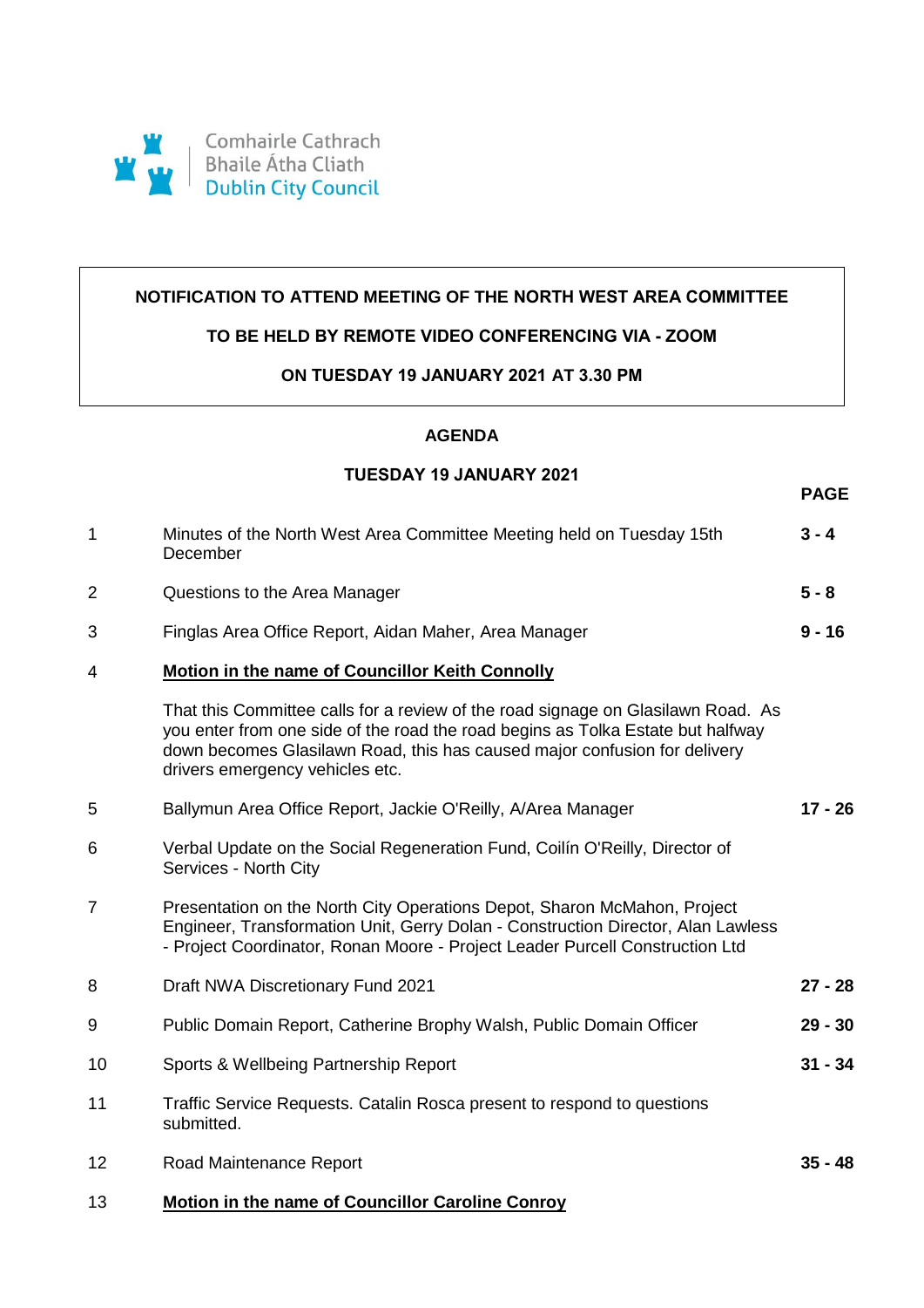Comhairle Cathrach
Bhaile Átha Cliath
Dublin City Council

**NOTIFICATION TO ATTEND MEETING OF THE NORTH WEST AREA COMMITTEE**

**TO BE HELD BY REMOTE VIDEO CONFERENCING VIA - ZOOM**

**ON TUESDAY 19 JANUARY 2021 AT 3.30 PM**

## AGENDA

### TUESDAY 19 JANUARY 2021

| | | **PAGE** |
|---|---|---|
| 1 | Minutes of the North West Area Committee Meeting held on Tuesday 15th December | **3 - 4** |
| 2 | Questions to the Area Manager | **5 - 8** |
| 3 | Finglas Area Office Report, Aidan Maher, Area Manager | **9 - 16** |
| 4 | **Motion in the name of Councillor Keith Connolly**<br><br>That this Committee calls for a review of the road signage on Glasilawn Road. As you enter from one side of the road the road begins as Tolka Estate but halfway down becomes Glasilawn Road, this has caused major confusion for delivery drivers emergency vehicles etc. | |
| 5 | Ballymun Area Office Report, Jackie O'Reilly, A/Area Manager | **17 - 26** |
| 6 | Verbal Update on the Social Regeneration Fund, Coilín O'Reilly, Director of Services - North City | |
| 7 | Presentation on the North City Operations Depot, Sharon McMahon, Project Engineer, Transformation Unit, Gerry Dolan - Construction Director, Alan Lawless - Project Coordinator, Ronan Moore - Project Leader Purcell Construction Ltd | |
| 8 | Draft NWA Discretionary Fund 2021 | **27 - 28** |
| 9 | Public Domain Report, Catherine Brophy Walsh, Public Domain Officer | **29 - 30** |
| 10 | Sports & Wellbeing Partnership Report | **31 - 34** |
| 11 | Traffic Service Requests. Catalin Rosca present to respond to questions submitted. | |
| 12 | Road Maintenance Report | **35 - 48** |
| 13 | **Motion in the name of Councillor Caroline Conroy** | |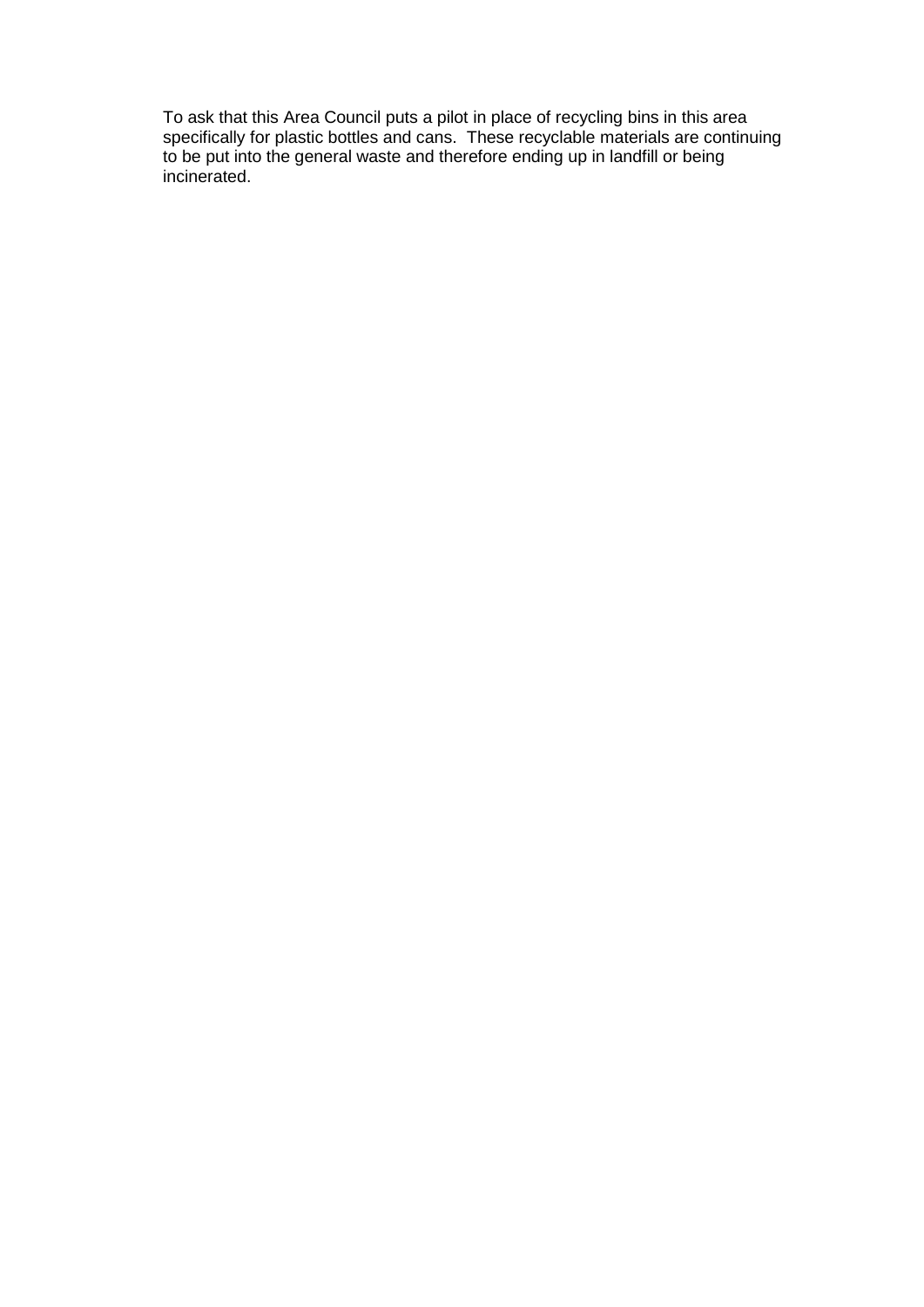To ask that this Area Council puts a pilot in place of recycling bins in this area specifically for plastic bottles and cans. These recyclable materials are continuing to be put into the general waste and therefore ending up in landfill or being incinerated.